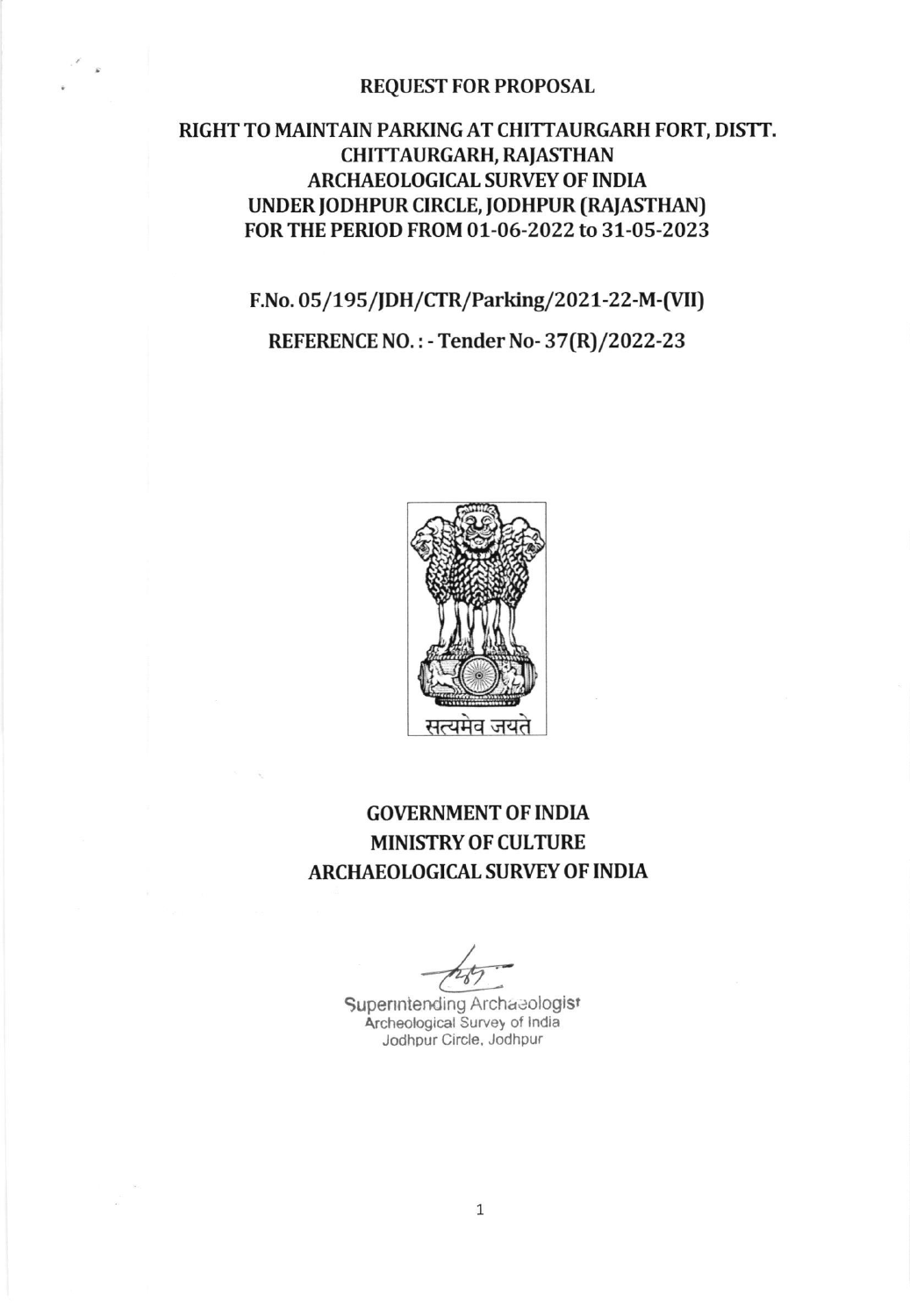# REQUEST FOR PROPOSAL

## RIGHT TO MAINTAIN PARKING AT CHITTAURGARH FORT, DISTT. CHITTAURGARH, RAJASTHAN ARCHAEOLOGICAL SURVEY OF INDIA UNDER JODHPUR CIRCLE, JODHPUR (RAJASTHAN) FOR THE PERIOD FROM 01-06-2022 to 31-05-2023

**F.No. 05/195/JDH/CTR/Parking/2021-22-M-(VII)**

**REFERENCE NO. : - Tender No- 37(R)/2022-23**

सत्यमेव जयते

**GOVERNMENT OF INDIA**
**MINISTRY OF CULTURE**
**ARCHAEOLOGICAL SURVEY OF INDIA**

Superintending Archaeologist
Archeological Survey of India
Jodhpur Circle, Jodhpur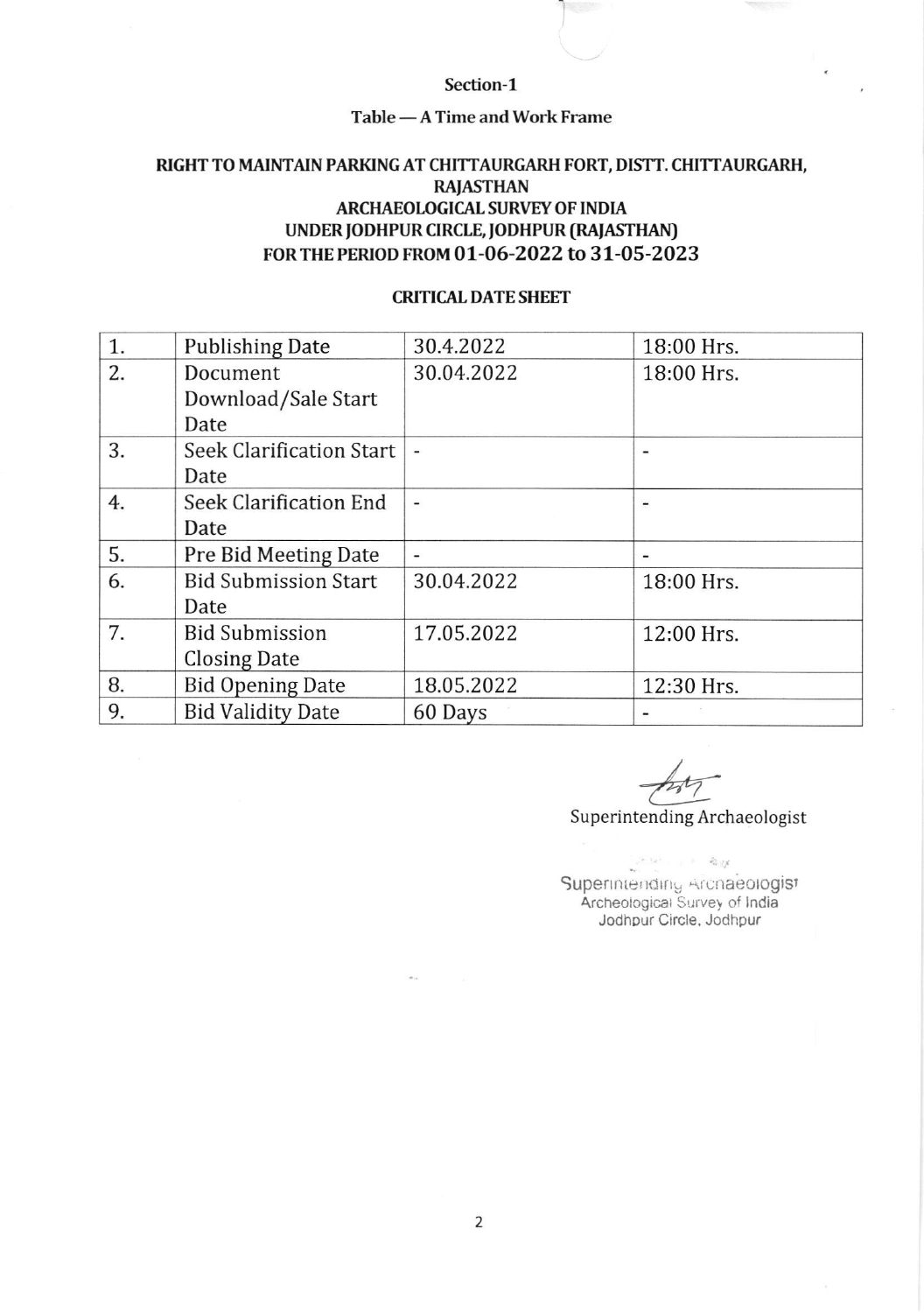## Section-1

### Table — A Time and Work Frame

**RIGHT TO MAINTAIN PARKING AT CHITTAURGARH FORT, DISTT. CHITTAURGARH, RAJASTHAN**
**ARCHAEOLOGICAL SURVEY OF INDIA**
**UNDER JODHPUR CIRCLE, JODHPUR (RAJASTHAN)**
**FOR THE PERIOD FROM 01-06-2022 to 31-05-2023**

**CRITICAL DATE SHEET**

| 1. | Publishing Date | 30.4.2022 | 18:00 Hrs. |
|---|---|---|---|
| 2. | Document Download/Sale Start Date | 30.04.2022 | 18:00 Hrs. |
| 3. | Seek Clarification Start Date | - | - |
| 4. | Seek Clarification End Date | - | - |
| 5. | Pre Bid Meeting Date | - | - |
| 6. | Bid Submission Start Date | 30.04.2022 | 18:00 Hrs. |
| 7. | Bid Submission Closing Date | 17.05.2022 | 12:00 Hrs. |
| 8. | Bid Opening Date | 18.05.2022 | 12:30 Hrs. |
| 9. | Bid Validity Date | 60 Days | - |

Superintending Archaeologist

Superintending Archaeologist
Archeological Survey of India
Jodhpur Circle, Jodhpur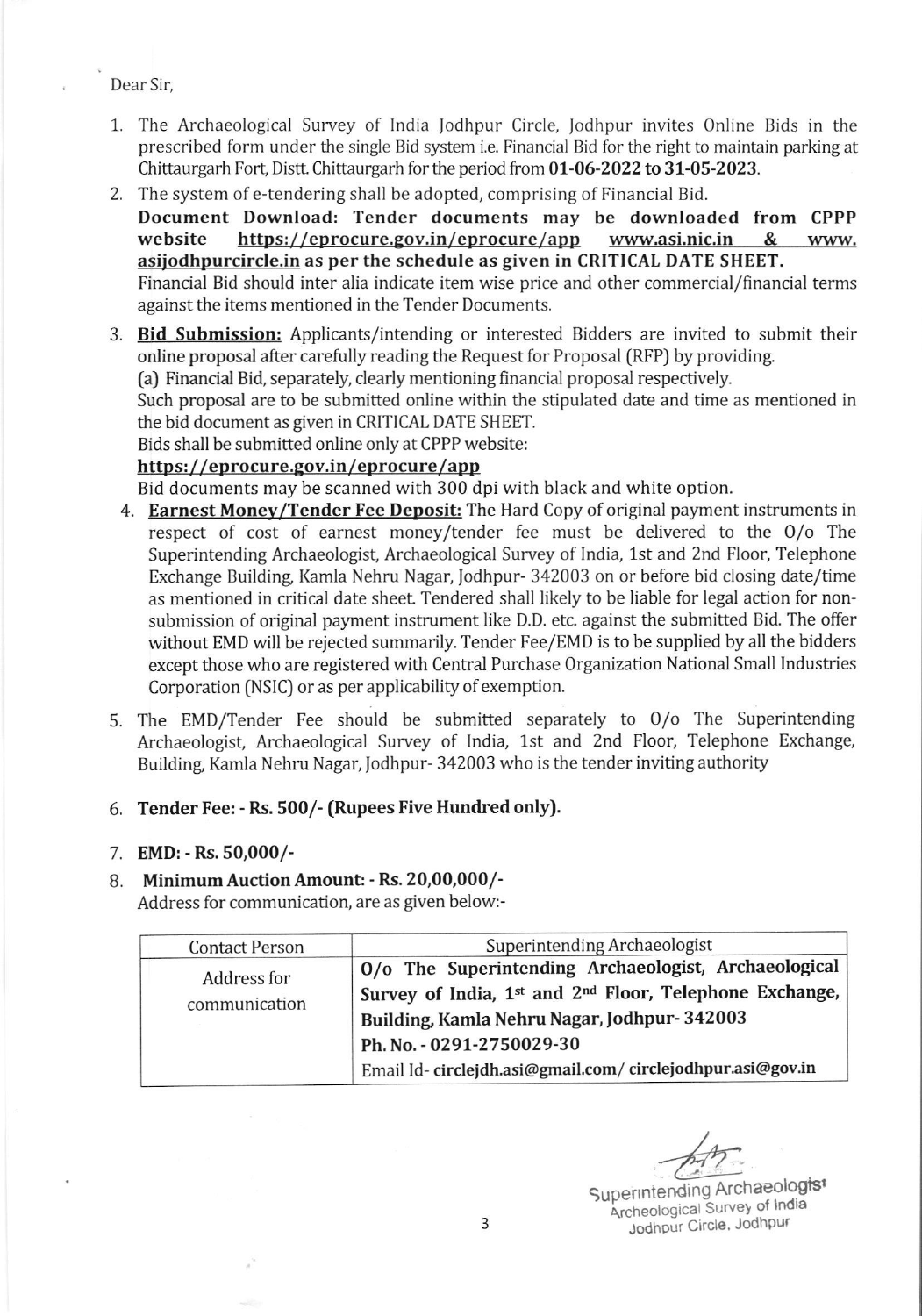Dear Sir,

1. The Archaeological Survey of India Jodhpur Circle, Jodhpur invites Online Bids in the prescribed form under the single Bid system i.e. Financial Bid for the right to maintain parking at Chittaurgarh Fort, Distt. Chittaurgarh for the period from **01-06-2022 to 31-05-2023.**

2. The system of e-tendering shall be adopted, comprising of Financial Bid.
   **Document Download: Tender documents may be downloaded from CPPP website https://eprocure.gov.in/eprocure/app www.asi.nic.in & www.asijodhpurcircle.in as per the schedule as given in CRITICAL DATE SHEET.**
   Financial Bid should inter alia indicate item wise price and other commercial/financial terms against the items mentioned in the Tender Documents.

3. **Bid Submission:** Applicants/intending or interested Bidders are invited to submit their online proposal after carefully reading the Request for Proposal (RFP) by providing.
   (a) Financial Bid, separately, clearly mentioning financial proposal respectively.
   Such proposal are to be submitted online within the stipulated date and time as mentioned in the bid document as given in CRITICAL DATE SHEET.
   Bids shall be submitted online only at CPPP website:
   **https://eprocure.gov.in/eprocure/app**
   Bid documents may be scanned with 300 dpi with black and white option.

4. **Earnest Money/Tender Fee Deposit:** The Hard Copy of original payment instruments in respect of cost of earnest money/tender fee must be delivered to the O/o The Superintending Archaeologist, Archaeological Survey of India, 1st and 2nd Floor, Telephone Exchange Building, Kamla Nehru Nagar, Jodhpur- 342003 on or before bid closing date/time as mentioned in critical date sheet. Tendered shall likely to be liable for legal action for non-submission of original payment instrument like D.D. etc. against the submitted Bid. The offer without EMD will be rejected summarily. Tender Fee/EMD is to be supplied by all the bidders except those who are registered with Central Purchase Organization National Small Industries Corporation (NSIC) or as per applicability of exemption.

5. The EMD/Tender Fee should be submitted separately to O/o The Superintending Archaeologist, Archaeological Survey of India, 1st and 2nd Floor, Telephone Exchange, Building, Kamla Nehru Nagar, Jodhpur- 342003 who is the tender inviting authority

6. **Tender Fee: - Rs. 500/- (Rupees Five Hundred only).**

7. **EMD: - Rs. 50,000/-**

8. **Minimum Auction Amount: - Rs. 20,00,000/-**
   Address for communication, are as given below:-

| Contact Person | Superintending Archaeologist |
|---|---|
| Address for communication | **O/o The Superintending Archaeologist, Archaeological Survey of India, 1st and 2nd Floor, Telephone Exchange, Building, Kamla Nehru Nagar, Jodhpur- 342003**<br>**Ph. No. - 0291-2750029-30**<br>Email Id- **circlejdh.asi@gmail.com/ circlejodhpur.asi@gov.in** |

Superintending Archaeologist
Archeological Survey of India
Jodhpur Circle, Jodhpur